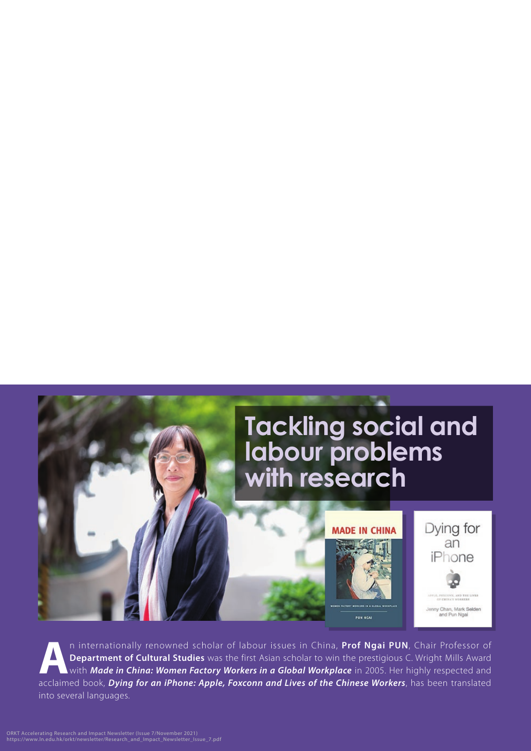# Tackling social and labour problems with research

An internationally renowned scholar of labour issues in China, **Prof Ngai PUN**, Chair Professor of **Department of Cultural Studies** was the first Asian scholar to win the prestigious C. Wright Mills Award with ***Made in China: Women Factory Workers in a Global Workplace*** in 2005. Her highly respected and acclaimed book, ***Dying for an iPhone: Apple, Foxconn and Lives of the Chinese Workers***, has been translated into several languages.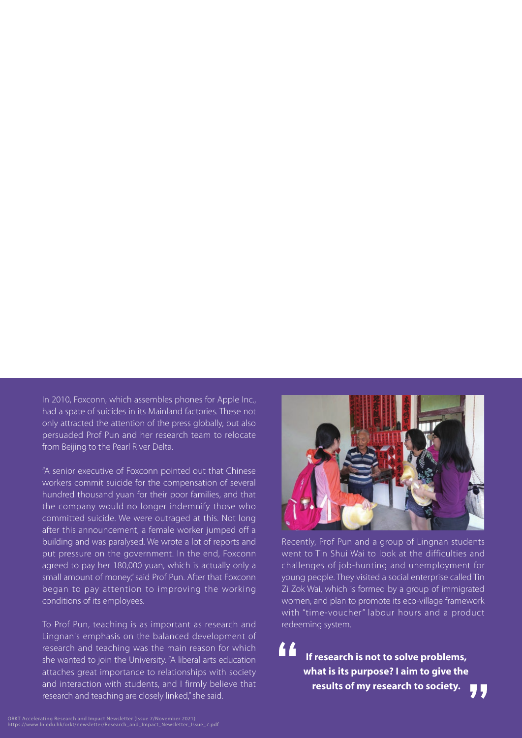In 2010, Foxconn, which assembles phones for Apple Inc., had a spate of suicides in its Mainland factories. These not only attracted the attention of the press globally, but also persuaded Prof Pun and her research team to relocate from Beijing to the Pearl River Delta.

"A senior executive of Foxconn pointed out that Chinese workers commit suicide for the compensation of several hundred thousand yuan for their poor families, and that the company would no longer indemnify those who committed suicide. We were outraged at this. Not long after this announcement, a female worker jumped off a building and was paralysed. We wrote a lot of reports and put pressure on the government. In the end, Foxconn agreed to pay her 180,000 yuan, which is actually only a small amount of money," said Prof Pun. After that Foxconn began to pay attention to improving the working conditions of its employees.

To Prof Pun, teaching is as important as research and Lingnan's emphasis on the balanced development of research and teaching was the main reason for which she wanted to join the University. "A liberal arts education attaches great importance to relationships with society and interaction with students, and I firmly believe that research and teaching are closely linked," she said.

Recently, Prof Pun and a group of Lingnan students went to Tin Shui Wai to look at the difficulties and challenges of job-hunting and unemployment for young people. They visited a social enterprise called Tin Zi Zok Wai, which is formed by a group of immigrated women, and plan to promote its eco-village framework with "time-voucher" labour hours and a product redeeming system.

> **"If research is not to solve problems, what is its purpose? I aim to give the results of my research to society."**

ORKT Accelerating Research and Impact Newsletter (Issue 7/November 2021)
https://www.ln.edu.hk/orkt/newsletter/Research_and_Impact_Newsletter_Issue_7.pdf